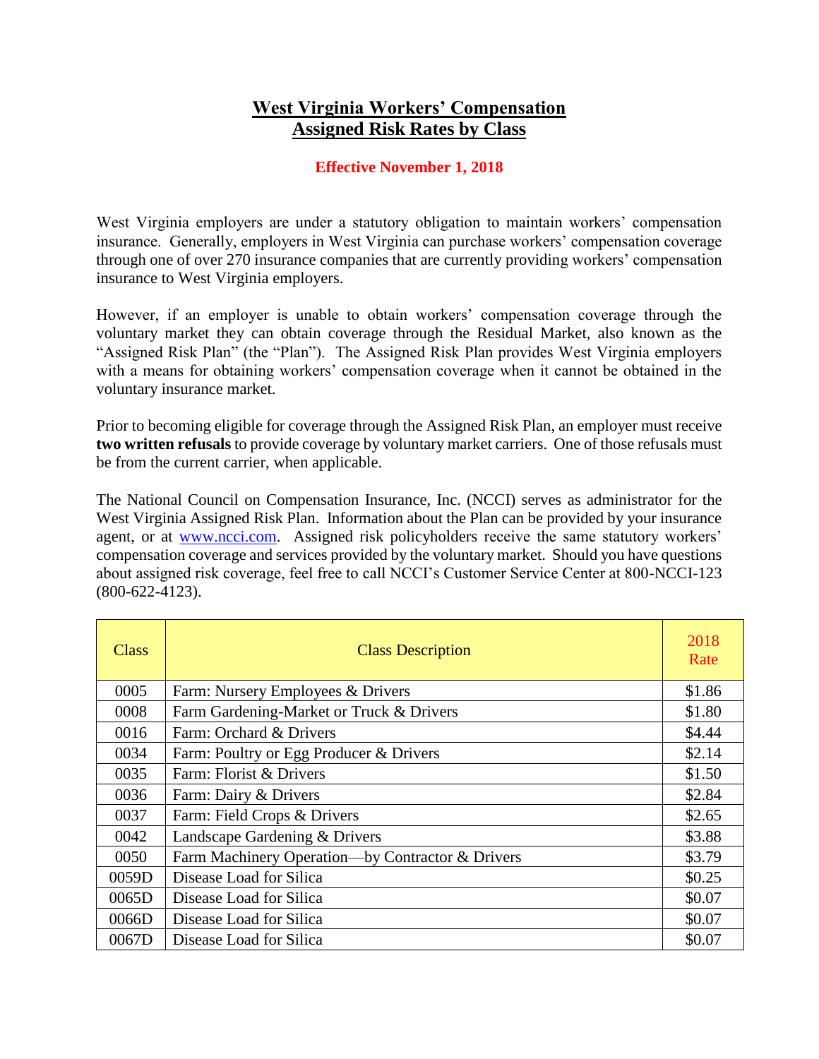# West Virginia Workers' Compensation
# Assigned Risk Rates by Class

**Effective November 1, 2018**

West Virginia employers are under a statutory obligation to maintain workers' compensation insurance. Generally, employers in West Virginia can purchase workers' compensation coverage through one of over 270 insurance companies that are currently providing workers' compensation insurance to West Virginia employers.

However, if an employer is unable to obtain workers' compensation coverage through the voluntary market they can obtain coverage through the Residual Market, also known as the "Assigned Risk Plan" (the "Plan"). The Assigned Risk Plan provides West Virginia employers with a means for obtaining workers' compensation coverage when it cannot be obtained in the voluntary insurance market.

Prior to becoming eligible for coverage through the Assigned Risk Plan, an employer must receive **two written refusals** to provide coverage by voluntary market carriers. One of those refusals must be from the current carrier, when applicable.

The National Council on Compensation Insurance, Inc. (NCCI) serves as administrator for the West Virginia Assigned Risk Plan. Information about the Plan can be provided by your insurance agent, or at www.ncci.com. Assigned risk policyholders receive the same statutory workers' compensation coverage and services provided by the voluntary market. Should you have questions about assigned risk coverage, feel free to call NCCI's Customer Service Center at 800-NCCI-123 (800-622-4123).

| Class | Class Description | 2018 Rate |
|---|---|---|
| 0005 | Farm: Nursery Employees & Drivers | $1.86 |
| 0008 | Farm Gardening-Market or Truck & Drivers | $1.80 |
| 0016 | Farm: Orchard & Drivers | $4.44 |
| 0034 | Farm: Poultry or Egg Producer & Drivers | $2.14 |
| 0035 | Farm: Florist & Drivers | $1.50 |
| 0036 | Farm: Dairy & Drivers | $2.84 |
| 0037 | Farm: Field Crops & Drivers | $2.65 |
| 0042 | Landscape Gardening & Drivers | $3.88 |
| 0050 | Farm Machinery Operation—by Contractor & Drivers | $3.79 |
| 0059D | Disease Load for Silica | $0.25 |
| 0065D | Disease Load for Silica | $0.07 |
| 0066D | Disease Load for Silica | $0.07 |
| 0067D | Disease Load for Silica | $0.07 |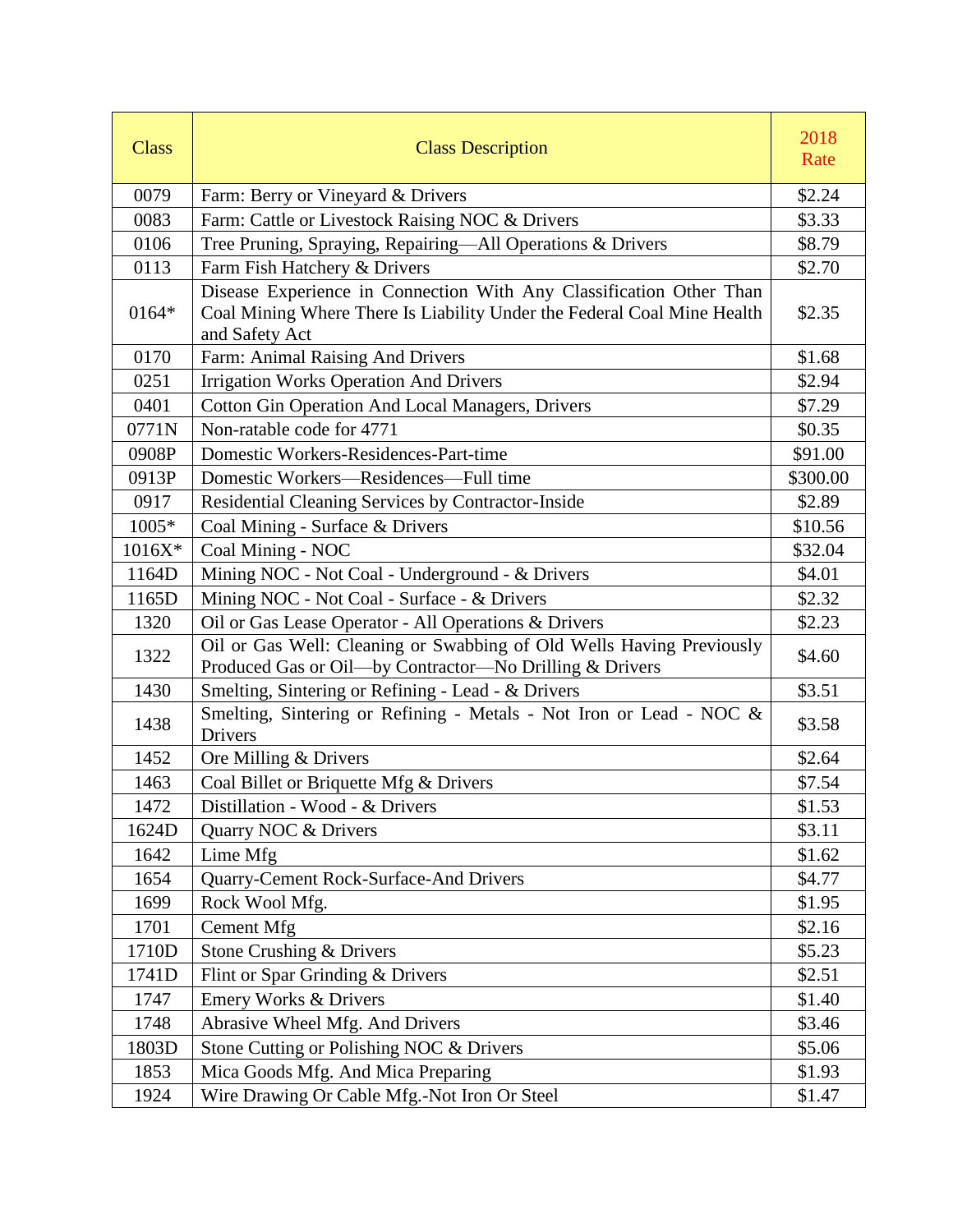| Class | Class Description | 2018 Rate |
|---|---|---|
| 0079 | Farm: Berry or Vineyard & Drivers | $2.24 |
| 0083 | Farm: Cattle or Livestock Raising NOC & Drivers | $3.33 |
| 0106 | Tree Pruning, Spraying, Repairing—All Operations & Drivers | $8.79 |
| 0113 | Farm Fish Hatchery & Drivers | $2.70 |
| 0164* | Disease Experience in Connection With Any Classification Other Than Coal Mining Where There Is Liability Under the Federal Coal Mine Health and Safety Act | $2.35 |
| 0170 | Farm: Animal Raising And Drivers | $1.68 |
| 0251 | Irrigation Works Operation And Drivers | $2.94 |
| 0401 | Cotton Gin Operation And Local Managers, Drivers | $7.29 |
| 0771N | Non-ratable code for 4771 | $0.35 |
| 0908P | Domestic Workers-Residences-Part-time | $91.00 |
| 0913P | Domestic Workers—Residences—Full time | $300.00 |
| 0917 | Residential Cleaning Services by Contractor-Inside | $2.89 |
| 1005* | Coal Mining - Surface & Drivers | $10.56 |
| 1016X* | Coal Mining - NOC | $32.04 |
| 1164D | Mining NOC - Not Coal - Underground - & Drivers | $4.01 |
| 1165D | Mining NOC - Not Coal - Surface - & Drivers | $2.32 |
| 1320 | Oil or Gas Lease Operator - All Operations & Drivers | $2.23 |
| 1322 | Oil or Gas Well: Cleaning or Swabbing of Old Wells Having Previously Produced Gas or Oil—by Contractor—No Drilling & Drivers | $4.60 |
| 1430 | Smelting, Sintering or Refining - Lead - & Drivers | $3.51 |
| 1438 | Smelting, Sintering or Refining - Metals - Not Iron or Lead - NOC & Drivers | $3.58 |
| 1452 | Ore Milling & Drivers | $2.64 |
| 1463 | Coal Billet or Briquette Mfg & Drivers | $7.54 |
| 1472 | Distillation - Wood - & Drivers | $1.53 |
| 1624D | Quarry NOC & Drivers | $3.11 |
| 1642 | Lime Mfg | $1.62 |
| 1654 | Quarry-Cement Rock-Surface-And Drivers | $4.77 |
| 1699 | Rock Wool Mfg. | $1.95 |
| 1701 | Cement Mfg | $2.16 |
| 1710D | Stone Crushing & Drivers | $5.23 |
| 1741D | Flint or Spar Grinding & Drivers | $2.51 |
| 1747 | Emery Works & Drivers | $1.40 |
| 1748 | Abrasive Wheel Mfg. And Drivers | $3.46 |
| 1803D | Stone Cutting or Polishing NOC & Drivers | $5.06 |
| 1853 | Mica Goods Mfg. And Mica Preparing | $1.93 |
| 1924 | Wire Drawing Or Cable Mfg.-Not Iron Or Steel | $1.47 |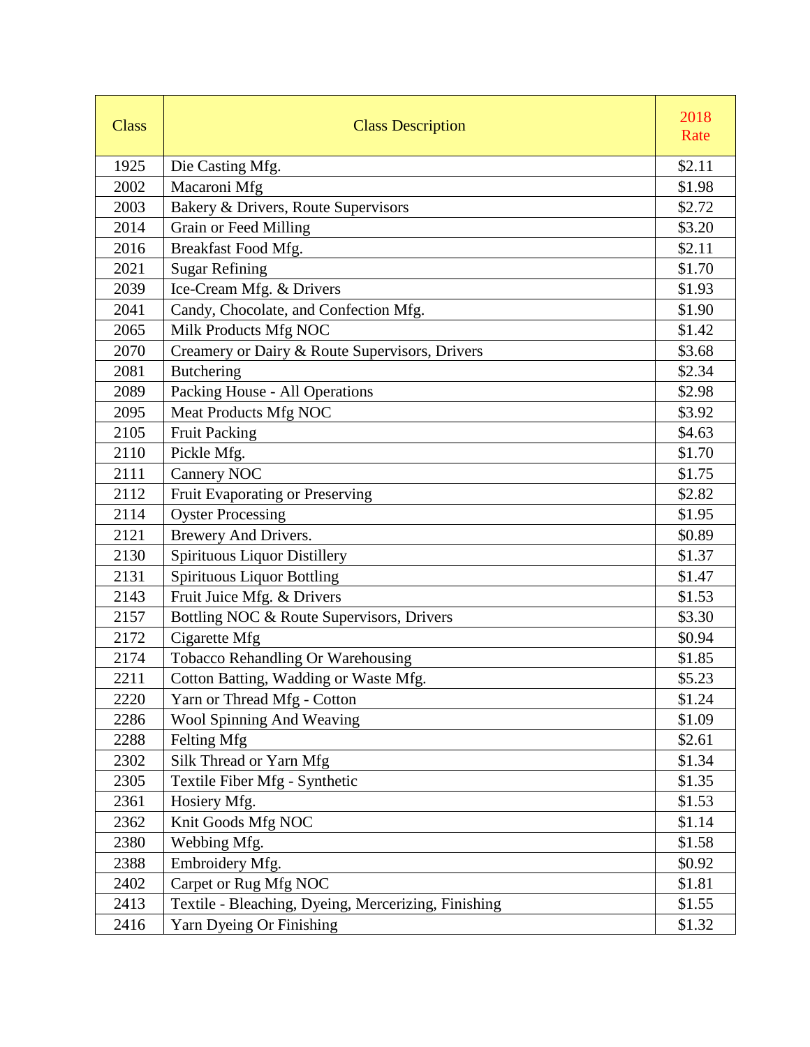| Class | Class Description | 2018 Rate |
|---|---|---|
| 1925 | Die Casting Mfg. | $2.11 |
| 2002 | Macaroni Mfg | $1.98 |
| 2003 | Bakery & Drivers, Route Supervisors | $2.72 |
| 2014 | Grain or Feed Milling | $3.20 |
| 2016 | Breakfast Food Mfg. | $2.11 |
| 2021 | Sugar Refining | $1.70 |
| 2039 | Ice-Cream Mfg. & Drivers | $1.93 |
| 2041 | Candy, Chocolate, and Confection Mfg. | $1.90 |
| 2065 | Milk Products Mfg NOC | $1.42 |
| 2070 | Creamery or Dairy & Route Supervisors, Drivers | $3.68 |
| 2081 | Butchering | $2.34 |
| 2089 | Packing House - All Operations | $2.98 |
| 2095 | Meat Products Mfg NOC | $3.92 |
| 2105 | Fruit Packing | $4.63 |
| 2110 | Pickle Mfg. | $1.70 |
| 2111 | Cannery NOC | $1.75 |
| 2112 | Fruit Evaporating or Preserving | $2.82 |
| 2114 | Oyster Processing | $1.95 |
| 2121 | Brewery And Drivers. | $0.89 |
| 2130 | Spirituous Liquor Distillery | $1.37 |
| 2131 | Spirituous Liquor Bottling | $1.47 |
| 2143 | Fruit Juice Mfg. & Drivers | $1.53 |
| 2157 | Bottling NOC & Route Supervisors, Drivers | $3.30 |
| 2172 | Cigarette Mfg | $0.94 |
| 2174 | Tobacco Rehandling Or Warehousing | $1.85 |
| 2211 | Cotton Batting, Wadding or Waste Mfg. | $5.23 |
| 2220 | Yarn or Thread Mfg - Cotton | $1.24 |
| 2286 | Wool Spinning And Weaving | $1.09 |
| 2288 | Felting Mfg | $2.61 |
| 2302 | Silk Thread or Yarn Mfg | $1.34 |
| 2305 | Textile Fiber Mfg - Synthetic | $1.35 |
| 2361 | Hosiery Mfg. | $1.53 |
| 2362 | Knit Goods Mfg NOC | $1.14 |
| 2380 | Webbing Mfg. | $1.58 |
| 2388 | Embroidery Mfg. | $0.92 |
| 2402 | Carpet or Rug Mfg NOC | $1.81 |
| 2413 | Textile - Bleaching, Dyeing, Mercerizing, Finishing | $1.55 |
| 2416 | Yarn Dyeing Or Finishing | $1.32 |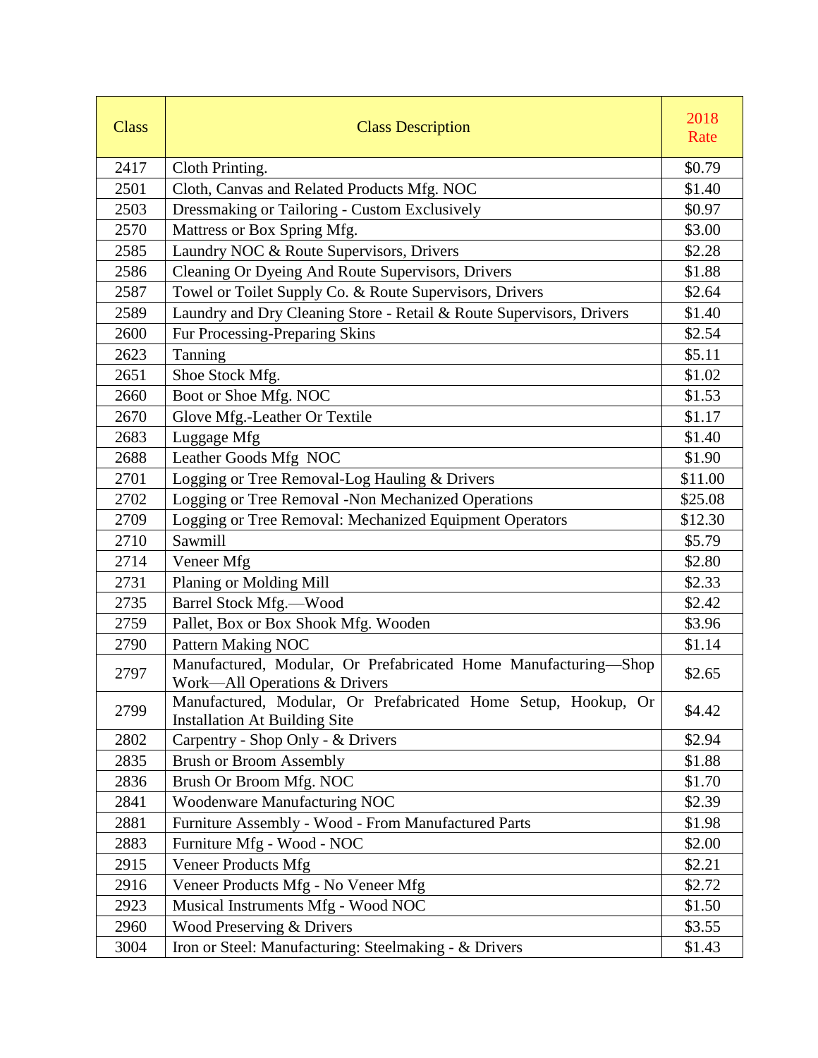| Class | Class Description | 2018 Rate |
|---|---|---|
| 2417 | Cloth Printing. | $0.79 |
| 2501 | Cloth, Canvas and Related Products Mfg. NOC | $1.40 |
| 2503 | Dressmaking or Tailoring - Custom Exclusively | $0.97 |
| 2570 | Mattress or Box Spring Mfg. | $3.00 |
| 2585 | Laundry NOC & Route Supervisors, Drivers | $2.28 |
| 2586 | Cleaning Or Dyeing And Route Supervisors, Drivers | $1.88 |
| 2587 | Towel or Toilet Supply Co. & Route Supervisors, Drivers | $2.64 |
| 2589 | Laundry and Dry Cleaning Store - Retail & Route Supervisors, Drivers | $1.40 |
| 2600 | Fur Processing-Preparing Skins | $2.54 |
| 2623 | Tanning | $5.11 |
| 2651 | Shoe Stock Mfg. | $1.02 |
| 2660 | Boot or Shoe Mfg. NOC | $1.53 |
| 2670 | Glove Mfg.-Leather Or Textile | $1.17 |
| 2683 | Luggage Mfg | $1.40 |
| 2688 | Leather Goods Mfg NOC | $1.90 |
| 2701 | Logging or Tree Removal-Log Hauling & Drivers | $11.00 |
| 2702 | Logging or Tree Removal -Non Mechanized Operations | $25.08 |
| 2709 | Logging or Tree Removal: Mechanized Equipment Operators | $12.30 |
| 2710 | Sawmill | $5.79 |
| 2714 | Veneer Mfg | $2.80 |
| 2731 | Planing or Molding Mill | $2.33 |
| 2735 | Barrel Stock Mfg.—Wood | $2.42 |
| 2759 | Pallet, Box or Box Shook Mfg. Wooden | $3.96 |
| 2790 | Pattern Making NOC | $1.14 |
| 2797 | Manufactured, Modular, Or Prefabricated Home Manufacturing—Shop Work—All Operations & Drivers | $2.65 |
| 2799 | Manufactured, Modular, Or Prefabricated Home Setup, Hookup, Or Installation At Building Site | $4.42 |
| 2802 | Carpentry - Shop Only - & Drivers | $2.94 |
| 2835 | Brush or Broom Assembly | $1.88 |
| 2836 | Brush Or Broom Mfg. NOC | $1.70 |
| 2841 | Woodenware Manufacturing NOC | $2.39 |
| 2881 | Furniture Assembly - Wood - From Manufactured Parts | $1.98 |
| 2883 | Furniture Mfg - Wood - NOC | $2.00 |
| 2915 | Veneer Products Mfg | $2.21 |
| 2916 | Veneer Products Mfg - No Veneer Mfg | $2.72 |
| 2923 | Musical Instruments Mfg - Wood NOC | $1.50 |
| 2960 | Wood Preserving & Drivers | $3.55 |
| 3004 | Iron or Steel: Manufacturing: Steelmaking - & Drivers | $1.43 |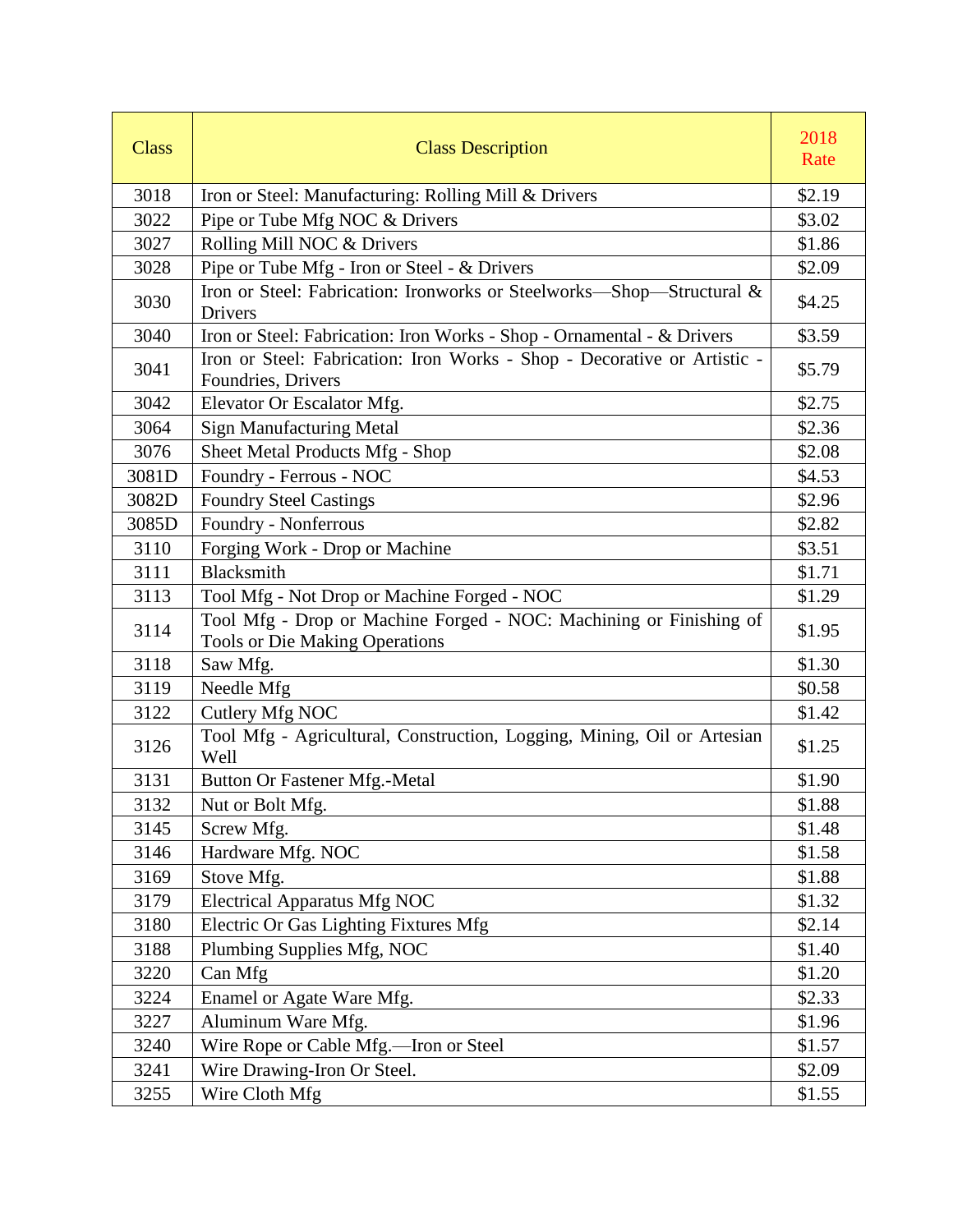| Class | Class Description | 2018 Rate |
|---|---|---|
| 3018 | Iron or Steel: Manufacturing: Rolling Mill & Drivers | $2.19 |
| 3022 | Pipe or Tube Mfg NOC & Drivers | $3.02 |
| 3027 | Rolling Mill NOC & Drivers | $1.86 |
| 3028 | Pipe or Tube Mfg - Iron or Steel - & Drivers | $2.09 |
| 3030 | Iron or Steel: Fabrication: Ironworks or Steelworks—Shop—Structural & Drivers | $4.25 |
| 3040 | Iron or Steel: Fabrication: Iron Works - Shop - Ornamental - & Drivers | $3.59 |
| 3041 | Iron or Steel: Fabrication: Iron Works - Shop - Decorative or Artistic - Foundries, Drivers | $5.79 |
| 3042 | Elevator Or Escalator Mfg. | $2.75 |
| 3064 | Sign Manufacturing Metal | $2.36 |
| 3076 | Sheet Metal Products Mfg - Shop | $2.08 |
| 3081D | Foundry - Ferrous - NOC | $4.53 |
| 3082D | Foundry Steel Castings | $2.96 |
| 3085D | Foundry - Nonferrous | $2.82 |
| 3110 | Forging Work - Drop or Machine | $3.51 |
| 3111 | Blacksmith | $1.71 |
| 3113 | Tool Mfg - Not Drop or Machine Forged - NOC | $1.29 |
| 3114 | Tool Mfg - Drop or Machine Forged - NOC: Machining or Finishing of Tools or Die Making Operations | $1.95 |
| 3118 | Saw Mfg. | $1.30 |
| 3119 | Needle Mfg | $0.58 |
| 3122 | Cutlery Mfg NOC | $1.42 |
| 3126 | Tool Mfg - Agricultural, Construction, Logging, Mining, Oil or Artesian Well | $1.25 |
| 3131 | Button Or Fastener Mfg.-Metal | $1.90 |
| 3132 | Nut or Bolt Mfg. | $1.88 |
| 3145 | Screw Mfg. | $1.48 |
| 3146 | Hardware Mfg. NOC | $1.58 |
| 3169 | Stove Mfg. | $1.88 |
| 3179 | Electrical Apparatus Mfg NOC | $1.32 |
| 3180 | Electric Or Gas Lighting Fixtures Mfg | $2.14 |
| 3188 | Plumbing Supplies Mfg, NOC | $1.40 |
| 3220 | Can Mfg | $1.20 |
| 3224 | Enamel or Agate Ware Mfg. | $2.33 |
| 3227 | Aluminum Ware Mfg. | $1.96 |
| 3240 | Wire Rope or Cable Mfg.—Iron or Steel | $1.57 |
| 3241 | Wire Drawing-Iron Or Steel. | $2.09 |
| 3255 | Wire Cloth Mfg | $1.55 |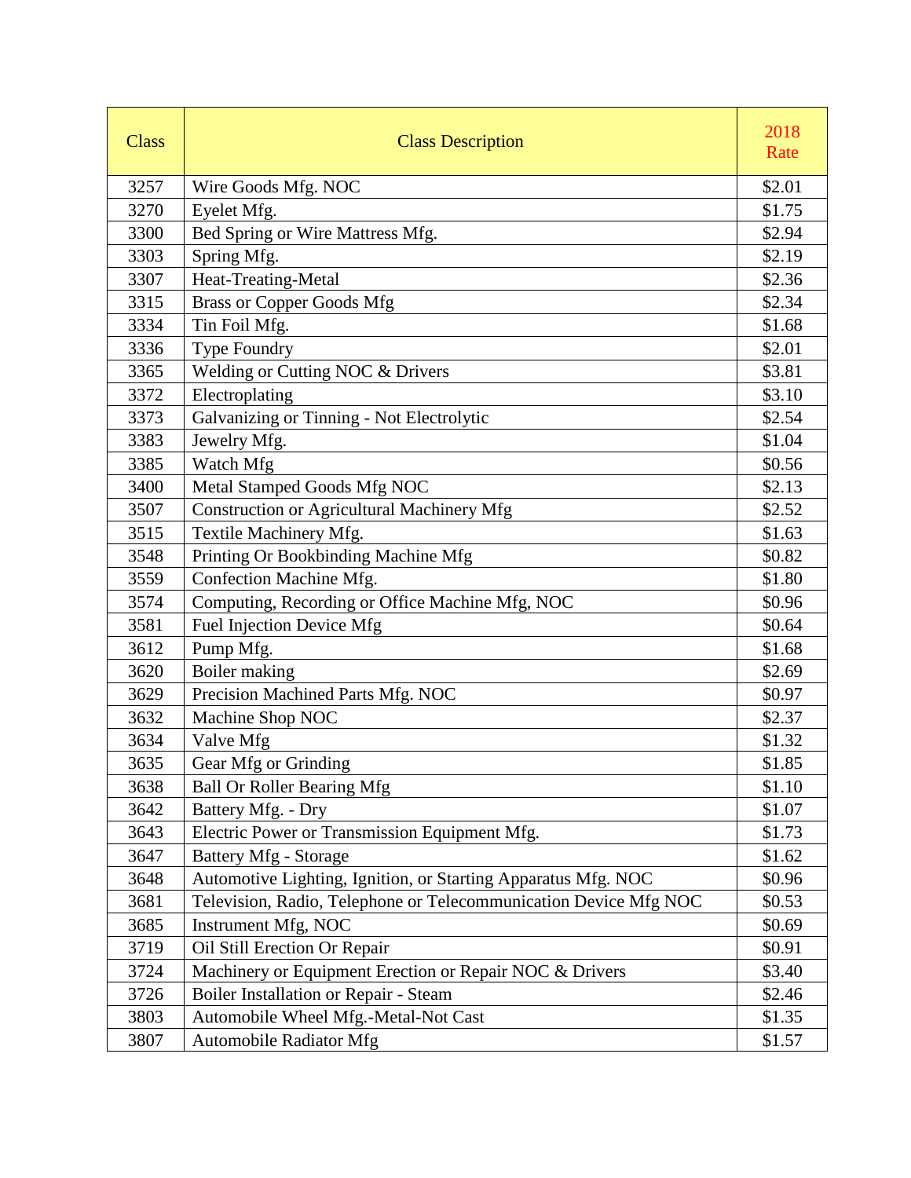| Class | Class Description | 2018 Rate |
|---|---|---|
| 3257 | Wire Goods Mfg. NOC | $2.01 |
| 3270 | Eyelet Mfg. | $1.75 |
| 3300 | Bed Spring or Wire Mattress Mfg. | $2.94 |
| 3303 | Spring Mfg. | $2.19 |
| 3307 | Heat-Treating-Metal | $2.36 |
| 3315 | Brass or Copper Goods Mfg | $2.34 |
| 3334 | Tin Foil Mfg. | $1.68 |
| 3336 | Type Foundry | $2.01 |
| 3365 | Welding or Cutting NOC & Drivers | $3.81 |
| 3372 | Electroplating | $3.10 |
| 3373 | Galvanizing or Tinning - Not Electrolytic | $2.54 |
| 3383 | Jewelry Mfg. | $1.04 |
| 3385 | Watch Mfg | $0.56 |
| 3400 | Metal Stamped Goods Mfg NOC | $2.13 |
| 3507 | Construction or Agricultural Machinery Mfg | $2.52 |
| 3515 | Textile Machinery Mfg. | $1.63 |
| 3548 | Printing Or Bookbinding Machine Mfg | $0.82 |
| 3559 | Confection Machine Mfg. | $1.80 |
| 3574 | Computing, Recording or Office Machine Mfg, NOC | $0.96 |
| 3581 | Fuel Injection Device Mfg | $0.64 |
| 3612 | Pump Mfg. | $1.68 |
| 3620 | Boiler making | $2.69 |
| 3629 | Precision Machined Parts Mfg. NOC | $0.97 |
| 3632 | Machine Shop NOC | $2.37 |
| 3634 | Valve Mfg | $1.32 |
| 3635 | Gear Mfg or Grinding | $1.85 |
| 3638 | Ball Or Roller Bearing Mfg | $1.10 |
| 3642 | Battery Mfg. - Dry | $1.07 |
| 3643 | Electric Power or Transmission Equipment Mfg. | $1.73 |
| 3647 | Battery Mfg - Storage | $1.62 |
| 3648 | Automotive Lighting, Ignition, or Starting Apparatus Mfg. NOC | $0.96 |
| 3681 | Television, Radio, Telephone or Telecommunication Device Mfg NOC | $0.53 |
| 3685 | Instrument Mfg, NOC | $0.69 |
| 3719 | Oil Still Erection Or Repair | $0.91 |
| 3724 | Machinery or Equipment Erection or Repair NOC & Drivers | $3.40 |
| 3726 | Boiler Installation or Repair - Steam | $2.46 |
| 3803 | Automobile Wheel Mfg.-Metal-Not Cast | $1.35 |
| 3807 | Automobile Radiator Mfg | $1.57 |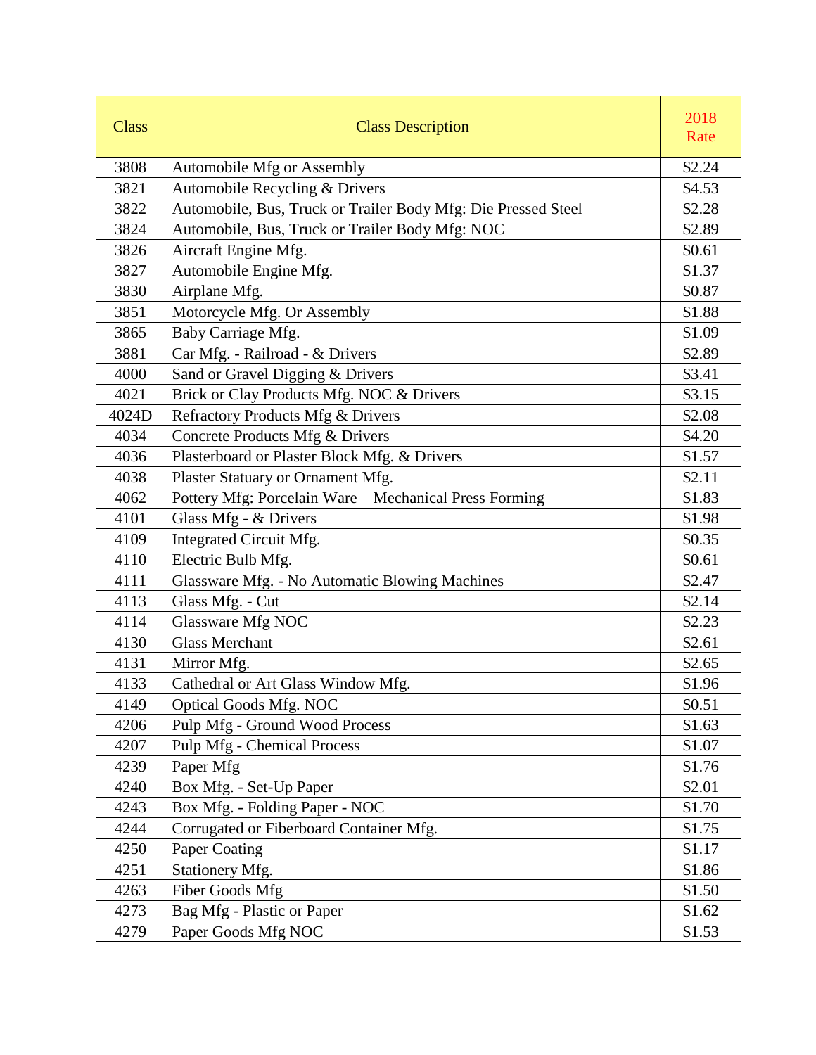| Class | Class Description | 2018 Rate |
|---|---|---|
| 3808 | Automobile Mfg or Assembly | $2.24 |
| 3821 | Automobile Recycling & Drivers | $4.53 |
| 3822 | Automobile, Bus, Truck or Trailer Body Mfg: Die Pressed Steel | $2.28 |
| 3824 | Automobile, Bus, Truck or Trailer Body Mfg: NOC | $2.89 |
| 3826 | Aircraft Engine Mfg. | $0.61 |
| 3827 | Automobile Engine Mfg. | $1.37 |
| 3830 | Airplane Mfg. | $0.87 |
| 3851 | Motorcycle Mfg. Or Assembly | $1.88 |
| 3865 | Baby Carriage Mfg. | $1.09 |
| 3881 | Car Mfg. - Railroad - & Drivers | $2.89 |
| 4000 | Sand or Gravel Digging & Drivers | $3.41 |
| 4021 | Brick or Clay Products Mfg. NOC & Drivers | $3.15 |
| 4024D | Refractory Products Mfg & Drivers | $2.08 |
| 4034 | Concrete Products Mfg & Drivers | $4.20 |
| 4036 | Plasterboard or Plaster Block Mfg. & Drivers | $1.57 |
| 4038 | Plaster Statuary or Ornament Mfg. | $2.11 |
| 4062 | Pottery Mfg: Porcelain Ware—Mechanical Press Forming | $1.83 |
| 4101 | Glass Mfg - & Drivers | $1.98 |
| 4109 | Integrated Circuit Mfg. | $0.35 |
| 4110 | Electric Bulb Mfg. | $0.61 |
| 4111 | Glassware Mfg. - No Automatic Blowing Machines | $2.47 |
| 4113 | Glass Mfg. - Cut | $2.14 |
| 4114 | Glassware Mfg NOC | $2.23 |
| 4130 | Glass Merchant | $2.61 |
| 4131 | Mirror Mfg. | $2.65 |
| 4133 | Cathedral or Art Glass Window Mfg. | $1.96 |
| 4149 | Optical Goods Mfg. NOC | $0.51 |
| 4206 | Pulp Mfg - Ground Wood Process | $1.63 |
| 4207 | Pulp Mfg - Chemical Process | $1.07 |
| 4239 | Paper Mfg | $1.76 |
| 4240 | Box Mfg. - Set-Up Paper | $2.01 |
| 4243 | Box Mfg. - Folding Paper - NOC | $1.70 |
| 4244 | Corrugated or Fiberboard Container Mfg. | $1.75 |
| 4250 | Paper Coating | $1.17 |
| 4251 | Stationery Mfg. | $1.86 |
| 4263 | Fiber Goods Mfg | $1.50 |
| 4273 | Bag Mfg - Plastic or Paper | $1.62 |
| 4279 | Paper Goods Mfg NOC | $1.53 |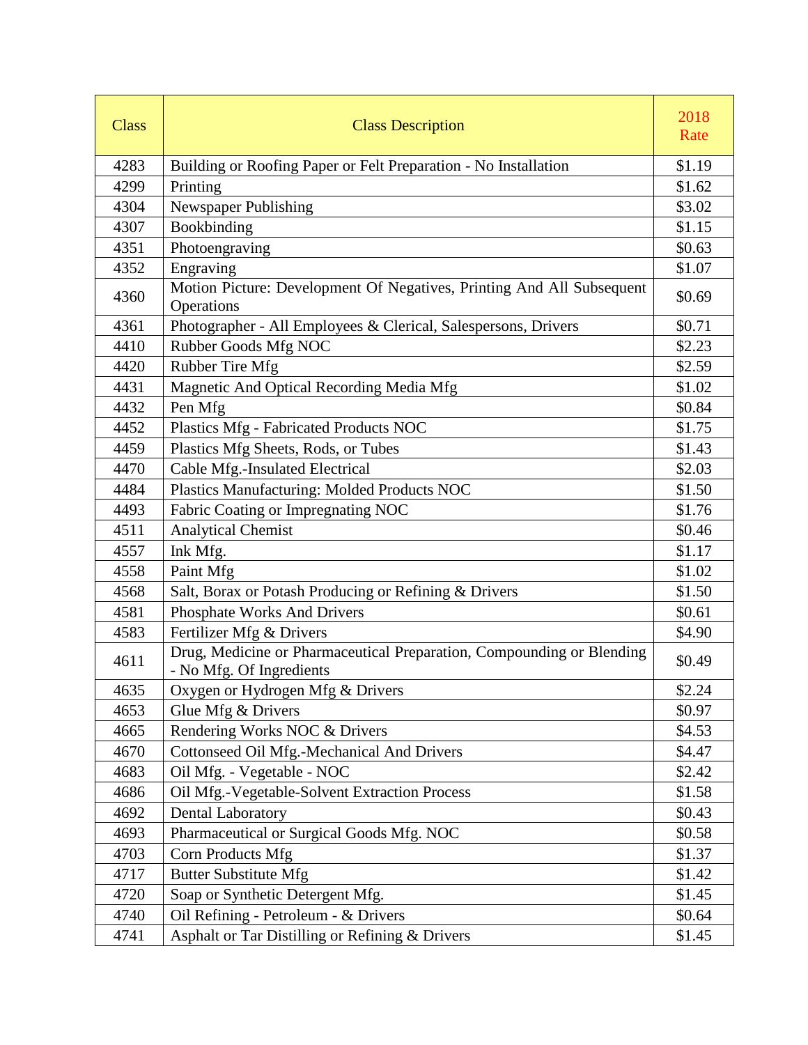| Class | Class Description | 2018 Rate |
|---|---|---|
| 4283 | Building or Roofing Paper or Felt Preparation - No Installation | $1.19 |
| 4299 | Printing | $1.62 |
| 4304 | Newspaper Publishing | $3.02 |
| 4307 | Bookbinding | $1.15 |
| 4351 | Photoengraving | $0.63 |
| 4352 | Engraving | $1.07 |
| 4360 | Motion Picture: Development Of Negatives, Printing And All Subsequent Operations | $0.69 |
| 4361 | Photographer - All Employees & Clerical, Salespersons, Drivers | $0.71 |
| 4410 | Rubber Goods Mfg NOC | $2.23 |
| 4420 | Rubber Tire Mfg | $2.59 |
| 4431 | Magnetic And Optical Recording Media Mfg | $1.02 |
| 4432 | Pen Mfg | $0.84 |
| 4452 | Plastics Mfg - Fabricated Products NOC | $1.75 |
| 4459 | Plastics Mfg Sheets, Rods, or Tubes | $1.43 |
| 4470 | Cable Mfg.-Insulated Electrical | $2.03 |
| 4484 | Plastics Manufacturing: Molded Products NOC | $1.50 |
| 4493 | Fabric Coating or Impregnating NOC | $1.76 |
| 4511 | Analytical Chemist | $0.46 |
| 4557 | Ink Mfg. | $1.17 |
| 4558 | Paint Mfg | $1.02 |
| 4568 | Salt, Borax or Potash Producing or Refining & Drivers | $1.50 |
| 4581 | Phosphate Works And Drivers | $0.61 |
| 4583 | Fertilizer Mfg & Drivers | $4.90 |
| 4611 | Drug, Medicine or Pharmaceutical Preparation, Compounding or Blending - No Mfg. Of Ingredients | $0.49 |
| 4635 | Oxygen or Hydrogen Mfg & Drivers | $2.24 |
| 4653 | Glue Mfg & Drivers | $0.97 |
| 4665 | Rendering Works NOC & Drivers | $4.53 |
| 4670 | Cottonseed Oil Mfg.-Mechanical And Drivers | $4.47 |
| 4683 | Oil Mfg. - Vegetable - NOC | $2.42 |
| 4686 | Oil Mfg.-Vegetable-Solvent Extraction Process | $1.58 |
| 4692 | Dental Laboratory | $0.43 |
| 4693 | Pharmaceutical or Surgical Goods Mfg. NOC | $0.58 |
| 4703 | Corn Products Mfg | $1.37 |
| 4717 | Butter Substitute Mfg | $1.42 |
| 4720 | Soap or Synthetic Detergent Mfg. | $1.45 |
| 4740 | Oil Refining - Petroleum - & Drivers | $0.64 |
| 4741 | Asphalt or Tar Distilling or Refining & Drivers | $1.45 |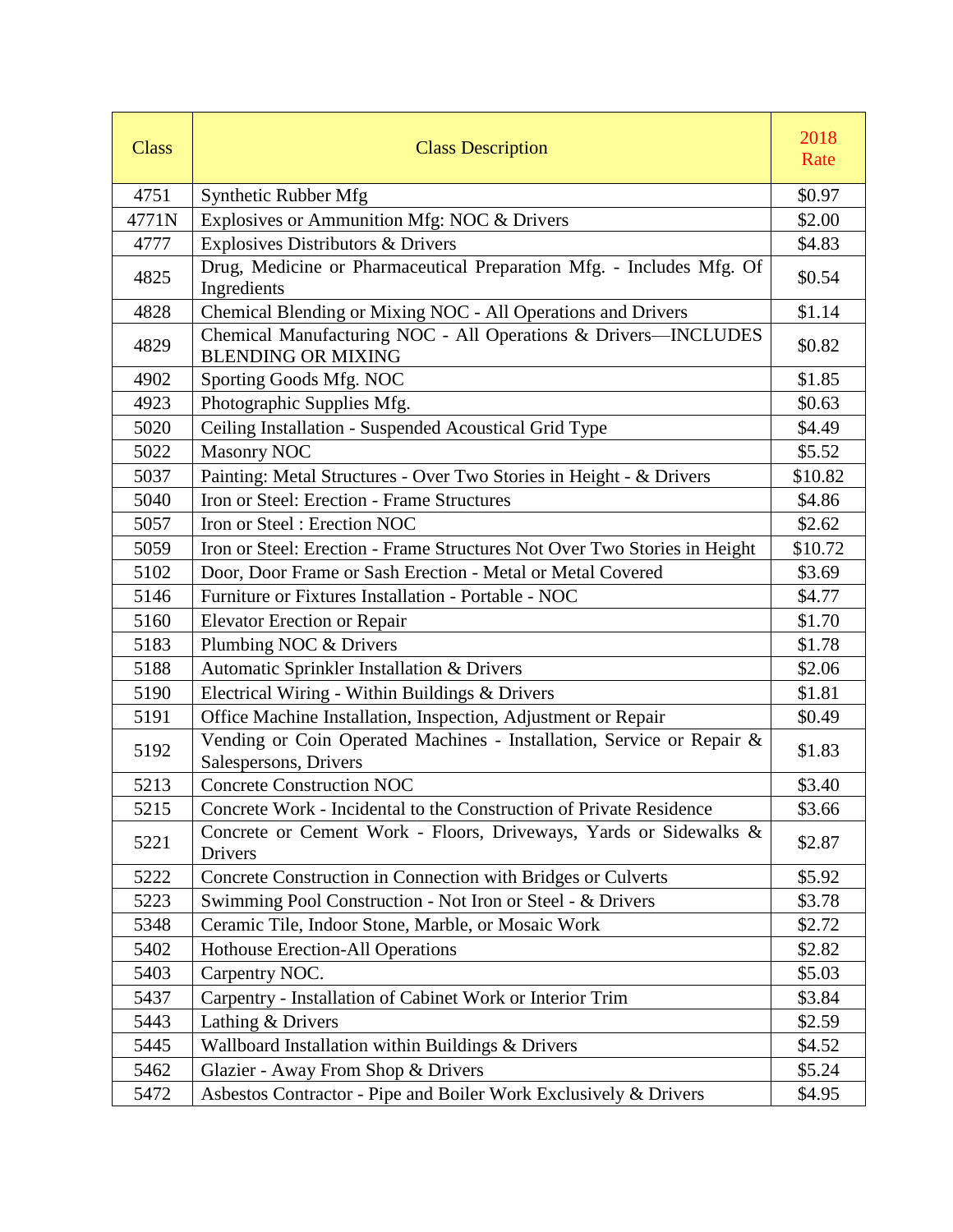| Class | Class Description | 2018 Rate |
| --- | --- | --- |
| 4751 | Synthetic Rubber Mfg | $0.97 |
| 4771N | Explosives or Ammunition Mfg: NOC & Drivers | $2.00 |
| 4777 | Explosives Distributors & Drivers | $4.83 |
| 4825 | Drug, Medicine or Pharmaceutical Preparation Mfg. - Includes Mfg. Of Ingredients | $0.54 |
| 4828 | Chemical Blending or Mixing NOC - All Operations and Drivers | $1.14 |
| 4829 | Chemical Manufacturing NOC - All Operations & Drivers—INCLUDES BLENDING OR MIXING | $0.82 |
| 4902 | Sporting Goods Mfg. NOC | $1.85 |
| 4923 | Photographic Supplies Mfg. | $0.63 |
| 5020 | Ceiling Installation - Suspended Acoustical Grid Type | $4.49 |
| 5022 | Masonry NOC | $5.52 |
| 5037 | Painting: Metal Structures - Over Two Stories in Height - & Drivers | $10.82 |
| 5040 | Iron or Steel: Erection - Frame Structures | $4.86 |
| 5057 | Iron or Steel : Erection NOC | $2.62 |
| 5059 | Iron or Steel: Erection - Frame Structures Not Over Two Stories in Height | $10.72 |
| 5102 | Door, Door Frame or Sash Erection - Metal or Metal Covered | $3.69 |
| 5146 | Furniture or Fixtures Installation - Portable - NOC | $4.77 |
| 5160 | Elevator Erection or Repair | $1.70 |
| 5183 | Plumbing NOC & Drivers | $1.78 |
| 5188 | Automatic Sprinkler Installation & Drivers | $2.06 |
| 5190 | Electrical Wiring - Within Buildings & Drivers | $1.81 |
| 5191 | Office Machine Installation, Inspection, Adjustment or Repair | $0.49 |
| 5192 | Vending or Coin Operated Machines - Installation, Service or Repair & Salespersons, Drivers | $1.83 |
| 5213 | Concrete Construction NOC | $3.40 |
| 5215 | Concrete Work - Incidental to the Construction of Private Residence | $3.66 |
| 5221 | Concrete or Cement Work - Floors, Driveways, Yards or Sidewalks & Drivers | $2.87 |
| 5222 | Concrete Construction in Connection with Bridges or Culverts | $5.92 |
| 5223 | Swimming Pool Construction - Not Iron or Steel - & Drivers | $3.78 |
| 5348 | Ceramic Tile, Indoor Stone, Marble, or Mosaic Work | $2.72 |
| 5402 | Hothouse Erection-All Operations | $2.82 |
| 5403 | Carpentry NOC. | $5.03 |
| 5437 | Carpentry - Installation of Cabinet Work or Interior Trim | $3.84 |
| 5443 | Lathing & Drivers | $2.59 |
| 5445 | Wallboard Installation within Buildings & Drivers | $4.52 |
| 5462 | Glazier - Away From Shop & Drivers | $5.24 |
| 5472 | Asbestos Contractor - Pipe and Boiler Work Exclusively & Drivers | $4.95 |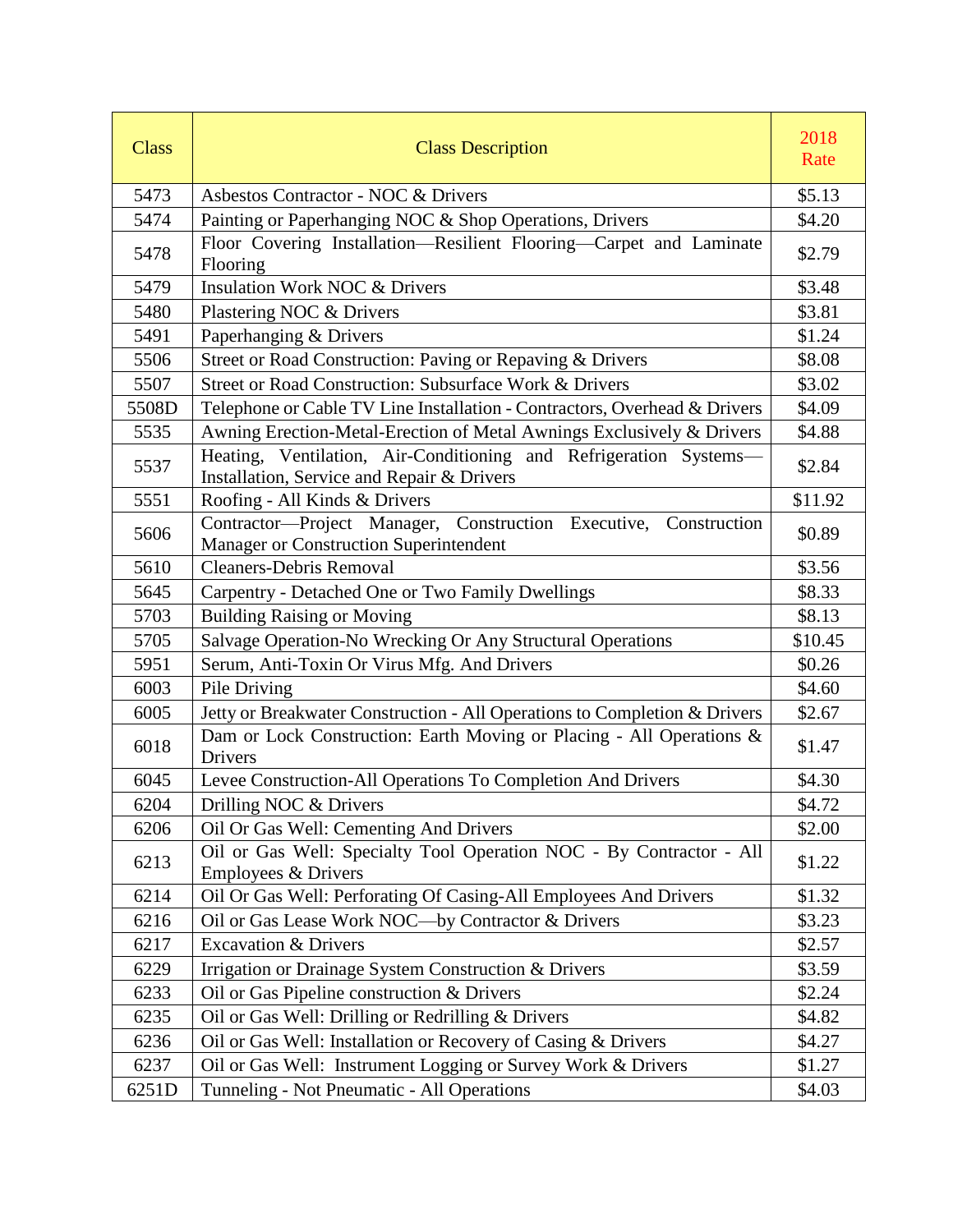| Class | Class Description | 2018 Rate |
|---|---|---|
| 5473 | Asbestos Contractor - NOC & Drivers | $5.13 |
| 5474 | Painting or Paperhanging NOC & Shop Operations, Drivers | $4.20 |
| 5478 | Floor Covering Installation—Resilient Flooring—Carpet and Laminate Flooring | $2.79 |
| 5479 | Insulation Work NOC & Drivers | $3.48 |
| 5480 | Plastering NOC & Drivers | $3.81 |
| 5491 | Paperhanging & Drivers | $1.24 |
| 5506 | Street or Road Construction: Paving or Repaving & Drivers | $8.08 |
| 5507 | Street or Road Construction: Subsurface Work & Drivers | $3.02 |
| 5508D | Telephone or Cable TV Line Installation - Contractors, Overhead & Drivers | $4.09 |
| 5535 | Awning Erection-Metal-Erection of Metal Awnings Exclusively & Drivers | $4.88 |
| 5537 | Heating, Ventilation, Air-Conditioning and Refrigeration Systems—Installation, Service and Repair & Drivers | $2.84 |
| 5551 | Roofing - All Kinds & Drivers | $11.92 |
| 5606 | Contractor—Project Manager, Construction Executive, Construction Manager or Construction Superintendent | $0.89 |
| 5610 | Cleaners-Debris Removal | $3.56 |
| 5645 | Carpentry - Detached One or Two Family Dwellings | $8.33 |
| 5703 | Building Raising or Moving | $8.13 |
| 5705 | Salvage Operation-No Wrecking Or Any Structural Operations | $10.45 |
| 5951 | Serum, Anti-Toxin Or Virus Mfg. And Drivers | $0.26 |
| 6003 | Pile Driving | $4.60 |
| 6005 | Jetty or Breakwater Construction - All Operations to Completion & Drivers | $2.67 |
| 6018 | Dam or Lock Construction: Earth Moving or Placing - All Operations & Drivers | $1.47 |
| 6045 | Levee Construction-All Operations To Completion And Drivers | $4.30 |
| 6204 | Drilling NOC & Drivers | $4.72 |
| 6206 | Oil Or Gas Well: Cementing And Drivers | $2.00 |
| 6213 | Oil or Gas Well: Specialty Tool Operation NOC - By Contractor - All Employees & Drivers | $1.22 |
| 6214 | Oil Or Gas Well: Perforating Of Casing-All Employees And Drivers | $1.32 |
| 6216 | Oil or Gas Lease Work NOC—by Contractor & Drivers | $3.23 |
| 6217 | Excavation & Drivers | $2.57 |
| 6229 | Irrigation or Drainage System Construction & Drivers | $3.59 |
| 6233 | Oil or Gas Pipeline construction & Drivers | $2.24 |
| 6235 | Oil or Gas Well: Drilling or Redrilling & Drivers | $4.82 |
| 6236 | Oil or Gas Well: Installation or Recovery of Casing & Drivers | $4.27 |
| 6237 | Oil or Gas Well: Instrument Logging or Survey Work & Drivers | $1.27 |
| 6251D | Tunneling - Not Pneumatic - All Operations | $4.03 |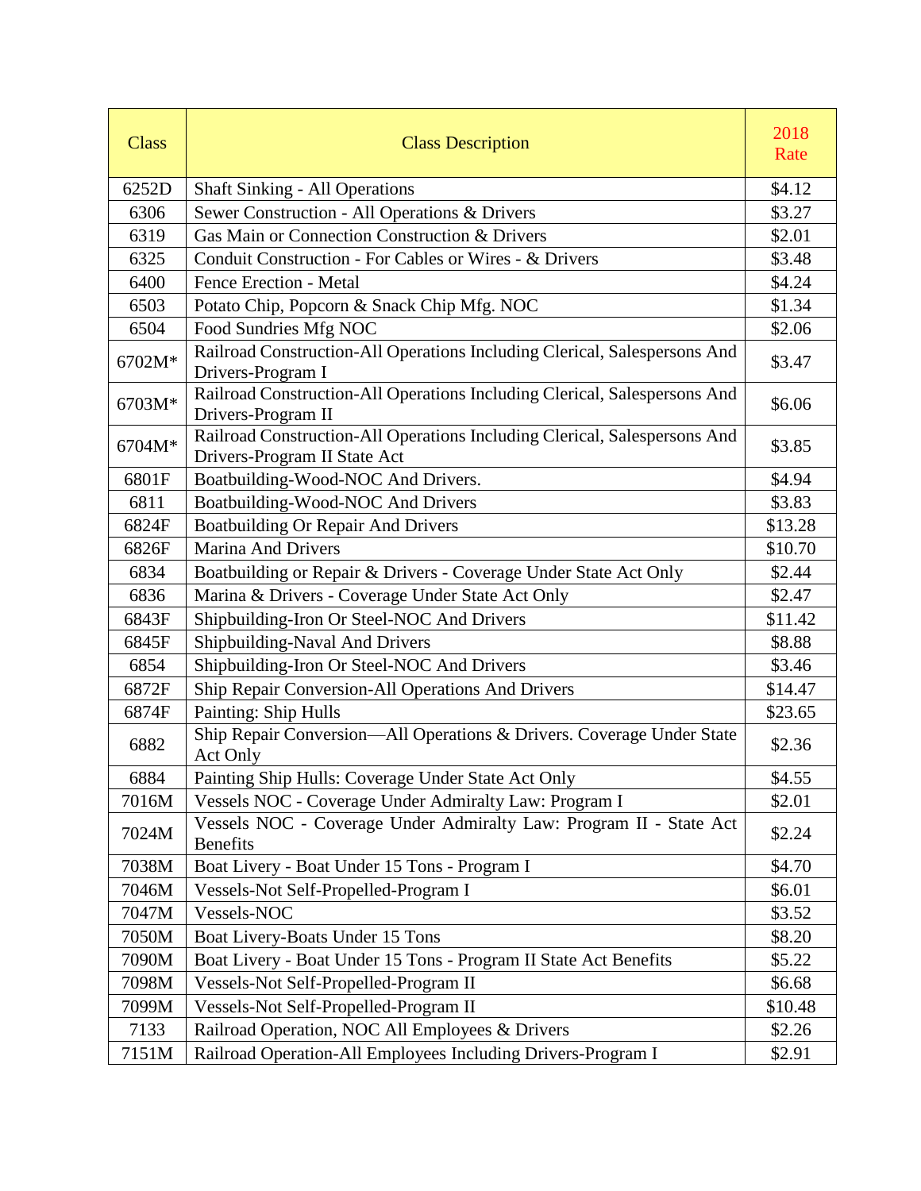| Class | Class Description | 2018 Rate |
|---|---|---|
| 6252D | Shaft Sinking - All Operations | $4.12 |
| 6306 | Sewer Construction - All Operations & Drivers | $3.27 |
| 6319 | Gas Main or Connection Construction & Drivers | $2.01 |
| 6325 | Conduit Construction - For Cables or Wires - & Drivers | $3.48 |
| 6400 | Fence Erection - Metal | $4.24 |
| 6503 | Potato Chip, Popcorn & Snack Chip Mfg. NOC | $1.34 |
| 6504 | Food Sundries Mfg NOC | $2.06 |
| 6702M* | Railroad Construction-All Operations Including Clerical, Salespersons And Drivers-Program I | $3.47 |
| 6703M* | Railroad Construction-All Operations Including Clerical, Salespersons And Drivers-Program II | $6.06 |
| 6704M* | Railroad Construction-All Operations Including Clerical, Salespersons And Drivers-Program II State Act | $3.85 |
| 6801F | Boatbuilding-Wood-NOC And Drivers. | $4.94 |
| 6811 | Boatbuilding-Wood-NOC And Drivers | $3.83 |
| 6824F | Boatbuilding Or Repair And Drivers | $13.28 |
| 6826F | Marina And Drivers | $10.70 |
| 6834 | Boatbuilding or Repair & Drivers - Coverage Under State Act Only | $2.44 |
| 6836 | Marina & Drivers - Coverage Under State Act Only | $2.47 |
| 6843F | Shipbuilding-Iron Or Steel-NOC And Drivers | $11.42 |
| 6845F | Shipbuilding-Naval And Drivers | $8.88 |
| 6854 | Shipbuilding-Iron Or Steel-NOC And Drivers | $3.46 |
| 6872F | Ship Repair Conversion-All Operations And Drivers | $14.47 |
| 6874F | Painting: Ship Hulls | $23.65 |
| 6882 | Ship Repair Conversion—All Operations & Drivers. Coverage Under State Act Only | $2.36 |
| 6884 | Painting Ship Hulls: Coverage Under State Act Only | $4.55 |
| 7016M | Vessels NOC - Coverage Under Admiralty Law: Program I | $2.01 |
| 7024M | Vessels NOC - Coverage Under Admiralty Law: Program II - State Act Benefits | $2.24 |
| 7038M | Boat Livery - Boat Under 15 Tons - Program I | $4.70 |
| 7046M | Vessels-Not Self-Propelled-Program I | $6.01 |
| 7047M | Vessels-NOC | $3.52 |
| 7050M | Boat Livery-Boats Under 15 Tons | $8.20 |
| 7090M | Boat Livery - Boat Under 15 Tons - Program II State Act Benefits | $5.22 |
| 7098M | Vessels-Not Self-Propelled-Program II | $6.68 |
| 7099M | Vessels-Not Self-Propelled-Program II | $10.48 |
| 7133 | Railroad Operation, NOC All Employees & Drivers | $2.26 |
| 7151M | Railroad Operation-All Employees Including Drivers-Program I | $2.91 |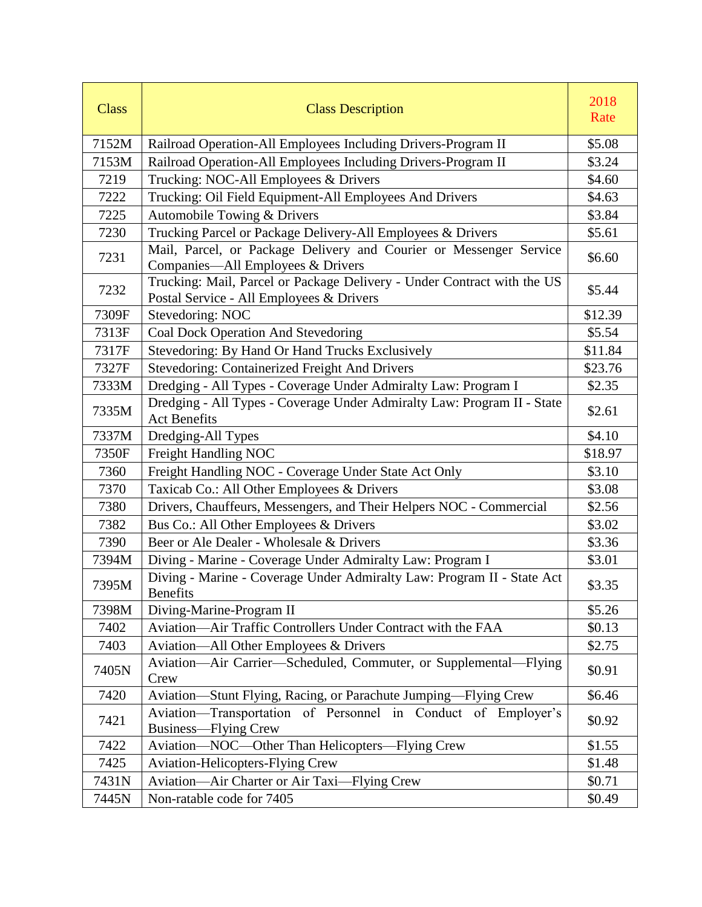| Class | Class Description | 2018 Rate |
|---|---|---|
| 7152M | Railroad Operation-All Employees Including Drivers-Program II | $5.08 |
| 7153M | Railroad Operation-All Employees Including Drivers-Program II | $3.24 |
| 7219 | Trucking: NOC-All Employees & Drivers | $4.60 |
| 7222 | Trucking: Oil Field Equipment-All Employees And Drivers | $4.63 |
| 7225 | Automobile Towing & Drivers | $3.84 |
| 7230 | Trucking Parcel or Package Delivery-All Employees & Drivers | $5.61 |
| 7231 | Mail, Parcel, or Package Delivery and Courier or Messenger Service Companies—All Employees & Drivers | $6.60 |
| 7232 | Trucking: Mail, Parcel or Package Delivery - Under Contract with the US Postal Service - All Employees & Drivers | $5.44 |
| 7309F | Stevedoring: NOC | $12.39 |
| 7313F | Coal Dock Operation And Stevedoring | $5.54 |
| 7317F | Stevedoring: By Hand Or Hand Trucks Exclusively | $11.84 |
| 7327F | Stevedoring: Containerized Freight And Drivers | $23.76 |
| 7333M | Dredging - All Types - Coverage Under Admiralty Law: Program I | $2.35 |
| 7335M | Dredging - All Types - Coverage Under Admiralty Law: Program II - State Act Benefits | $2.61 |
| 7337M | Dredging-All Types | $4.10 |
| 7350F | Freight Handling NOC | $18.97 |
| 7360 | Freight Handling NOC - Coverage Under State Act Only | $3.10 |
| 7370 | Taxicab Co.: All Other Employees & Drivers | $3.08 |
| 7380 | Drivers, Chauffeurs, Messengers, and Their Helpers NOC - Commercial | $2.56 |
| 7382 | Bus Co.: All Other Employees & Drivers | $3.02 |
| 7390 | Beer or Ale Dealer - Wholesale & Drivers | $3.36 |
| 7394M | Diving - Marine - Coverage Under Admiralty Law: Program I | $3.01 |
| 7395M | Diving - Marine - Coverage Under Admiralty Law: Program II - State Act Benefits | $3.35 |
| 7398M | Diving-Marine-Program II | $5.26 |
| 7402 | Aviation—Air Traffic Controllers Under Contract with the FAA | $0.13 |
| 7403 | Aviation—All Other Employees & Drivers | $2.75 |
| 7405N | Aviation—Air Carrier—Scheduled, Commuter, or Supplemental—Flying Crew | $0.91 |
| 7420 | Aviation—Stunt Flying, Racing, or Parachute Jumping—Flying Crew | $6.46 |
| 7421 | Aviation—Transportation of Personnel in Conduct of Employer's Business—Flying Crew | $0.92 |
| 7422 | Aviation—NOC—Other Than Helicopters—Flying Crew | $1.55 |
| 7425 | Aviation-Helicopters-Flying Crew | $1.48 |
| 7431N | Aviation—Air Charter or Air Taxi—Flying Crew | $0.71 |
| 7445N | Non-ratable code for 7405 | $0.49 |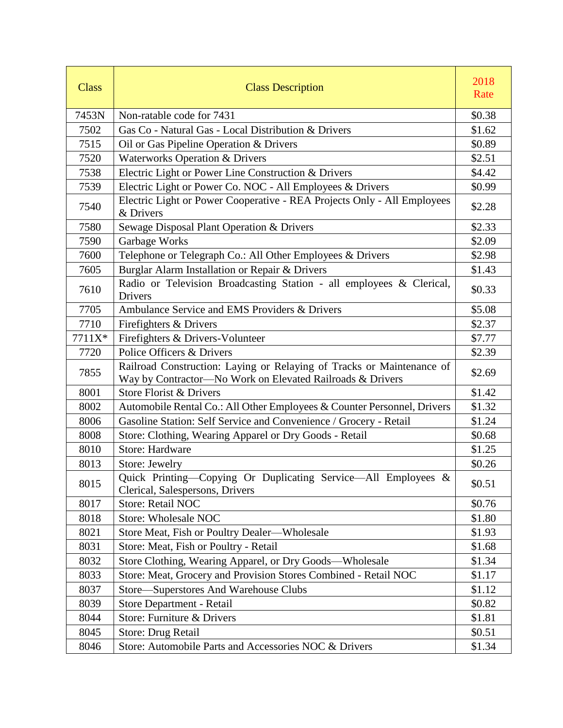| Class | Class Description | 2018 Rate |
|---|---|---|
| 7453N | Non-ratable code for 7431 | $0.38 |
| 7502 | Gas Co - Natural Gas - Local Distribution & Drivers | $1.62 |
| 7515 | Oil or Gas Pipeline Operation & Drivers | $0.89 |
| 7520 | Waterworks Operation & Drivers | $2.51 |
| 7538 | Electric Light or Power Line Construction & Drivers | $4.42 |
| 7539 | Electric Light or Power Co. NOC - All Employees & Drivers | $0.99 |
| 7540 | Electric Light or Power Cooperative - REA Projects Only - All Employees & Drivers | $2.28 |
| 7580 | Sewage Disposal Plant Operation & Drivers | $2.33 |
| 7590 | Garbage Works | $2.09 |
| 7600 | Telephone or Telegraph Co.: All Other Employees & Drivers | $2.98 |
| 7605 | Burglar Alarm Installation or Repair & Drivers | $1.43 |
| 7610 | Radio or Television Broadcasting Station - all employees & Clerical, Drivers | $0.33 |
| 7705 | Ambulance Service and EMS Providers & Drivers | $5.08 |
| 7710 | Firefighters & Drivers | $2.37 |
| 7711X* | Firefighters & Drivers-Volunteer | $7.77 |
| 7720 | Police Officers & Drivers | $2.39 |
| 7855 | Railroad Construction: Laying or Relaying of Tracks or Maintenance of Way by Contractor—No Work on Elevated Railroads & Drivers | $2.69 |
| 8001 | Store Florist & Drivers | $1.42 |
| 8002 | Automobile Rental Co.: All Other Employees & Counter Personnel, Drivers | $1.32 |
| 8006 | Gasoline Station: Self Service and Convenience / Grocery - Retail | $1.24 |
| 8008 | Store: Clothing, Wearing Apparel or Dry Goods - Retail | $0.68 |
| 8010 | Store: Hardware | $1.25 |
| 8013 | Store: Jewelry | $0.26 |
| 8015 | Quick Printing—Copying Or Duplicating Service—All Employees & Clerical, Salespersons, Drivers | $0.51 |
| 8017 | Store: Retail NOC | $0.76 |
| 8018 | Store: Wholesale NOC | $1.80 |
| 8021 | Store Meat, Fish or Poultry Dealer—Wholesale | $1.93 |
| 8031 | Store: Meat, Fish or Poultry - Retail | $1.68 |
| 8032 | Store Clothing, Wearing Apparel, or Dry Goods—Wholesale | $1.34 |
| 8033 | Store: Meat, Grocery and Provision Stores Combined - Retail NOC | $1.17 |
| 8037 | Store—Superstores And Warehouse Clubs | $1.12 |
| 8039 | Store Department - Retail | $0.82 |
| 8044 | Store: Furniture & Drivers | $1.81 |
| 8045 | Store: Drug Retail | $0.51 |
| 8046 | Store: Automobile Parts and Accessories NOC & Drivers | $1.34 |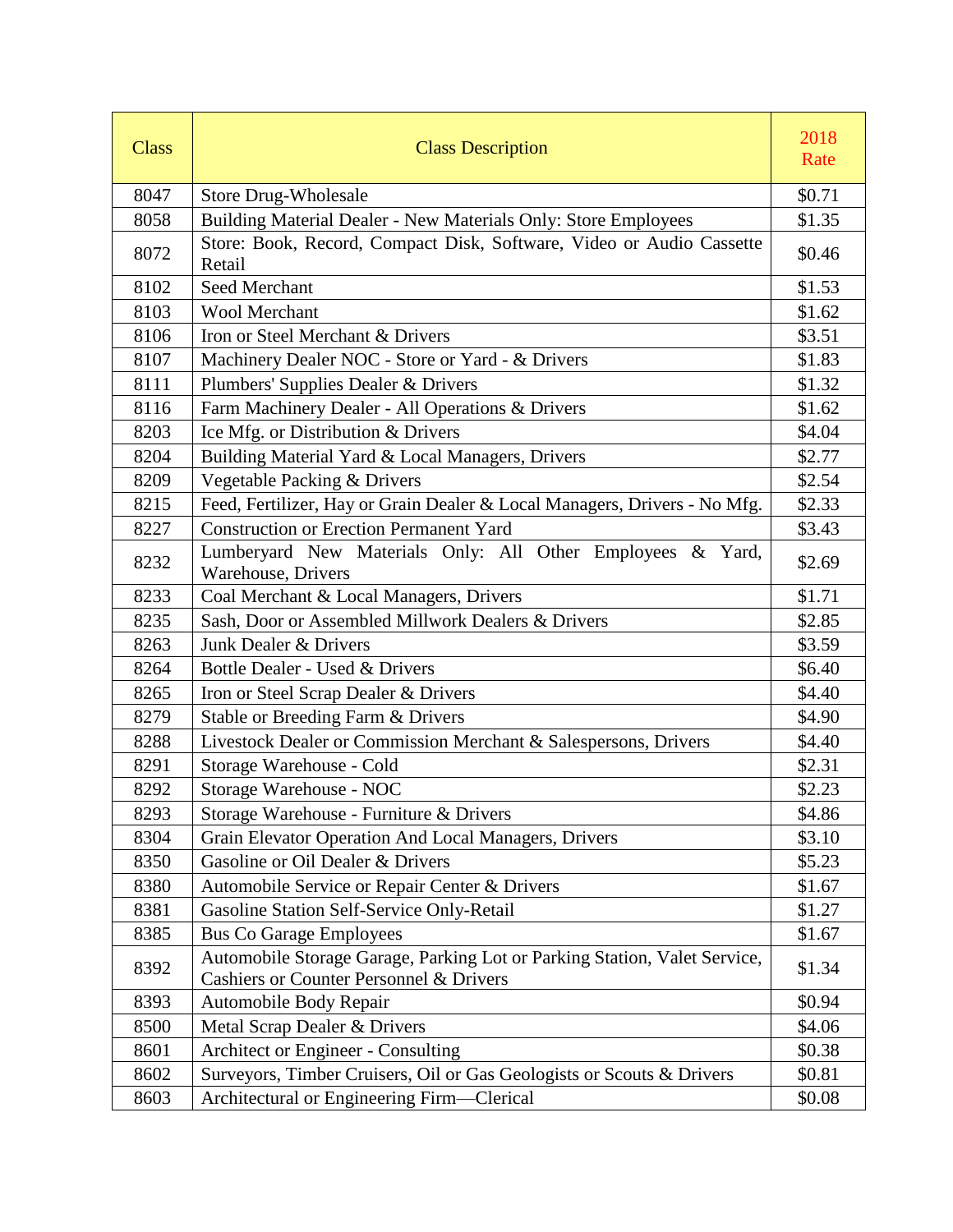| Class | Class Description | 2018 Rate |
|---|---|---|
| 8047 | Store Drug-Wholesale | $0.71 |
| 8058 | Building Material Dealer - New Materials Only: Store Employees | $1.35 |
| 8072 | Store: Book, Record, Compact Disk, Software, Video or Audio Cassette Retail | $0.46 |
| 8102 | Seed Merchant | $1.53 |
| 8103 | Wool Merchant | $1.62 |
| 8106 | Iron or Steel Merchant & Drivers | $3.51 |
| 8107 | Machinery Dealer NOC - Store or Yard - & Drivers | $1.83 |
| 8111 | Plumbers' Supplies Dealer & Drivers | $1.32 |
| 8116 | Farm Machinery Dealer - All Operations & Drivers | $1.62 |
| 8203 | Ice Mfg. or Distribution & Drivers | $4.04 |
| 8204 | Building Material Yard & Local Managers, Drivers | $2.77 |
| 8209 | Vegetable Packing & Drivers | $2.54 |
| 8215 | Feed, Fertilizer, Hay or Grain Dealer & Local Managers, Drivers - No Mfg. | $2.33 |
| 8227 | Construction or Erection Permanent Yard | $3.43 |
| 8232 | Lumberyard New Materials Only: All Other Employees & Yard, Warehouse, Drivers | $2.69 |
| 8233 | Coal Merchant & Local Managers, Drivers | $1.71 |
| 8235 | Sash, Door or Assembled Millwork Dealers & Drivers | $2.85 |
| 8263 | Junk Dealer & Drivers | $3.59 |
| 8264 | Bottle Dealer - Used & Drivers | $6.40 |
| 8265 | Iron or Steel Scrap Dealer & Drivers | $4.40 |
| 8279 | Stable or Breeding Farm & Drivers | $4.90 |
| 8288 | Livestock Dealer or Commission Merchant & Salespersons, Drivers | $4.40 |
| 8291 | Storage Warehouse - Cold | $2.31 |
| 8292 | Storage Warehouse - NOC | $2.23 |
| 8293 | Storage Warehouse - Furniture & Drivers | $4.86 |
| 8304 | Grain Elevator Operation And Local Managers, Drivers | $3.10 |
| 8350 | Gasoline or Oil Dealer & Drivers | $5.23 |
| 8380 | Automobile Service or Repair Center & Drivers | $1.67 |
| 8381 | Gasoline Station Self-Service Only-Retail | $1.27 |
| 8385 | Bus Co Garage Employees | $1.67 |
| 8392 | Automobile Storage Garage, Parking Lot or Parking Station, Valet Service, Cashiers or Counter Personnel & Drivers | $1.34 |
| 8393 | Automobile Body Repair | $0.94 |
| 8500 | Metal Scrap Dealer & Drivers | $4.06 |
| 8601 | Architect or Engineer - Consulting | $0.38 |
| 8602 | Surveyors, Timber Cruisers, Oil or Gas Geologists or Scouts & Drivers | $0.81 |
| 8603 | Architectural or Engineering Firm—Clerical | $0.08 |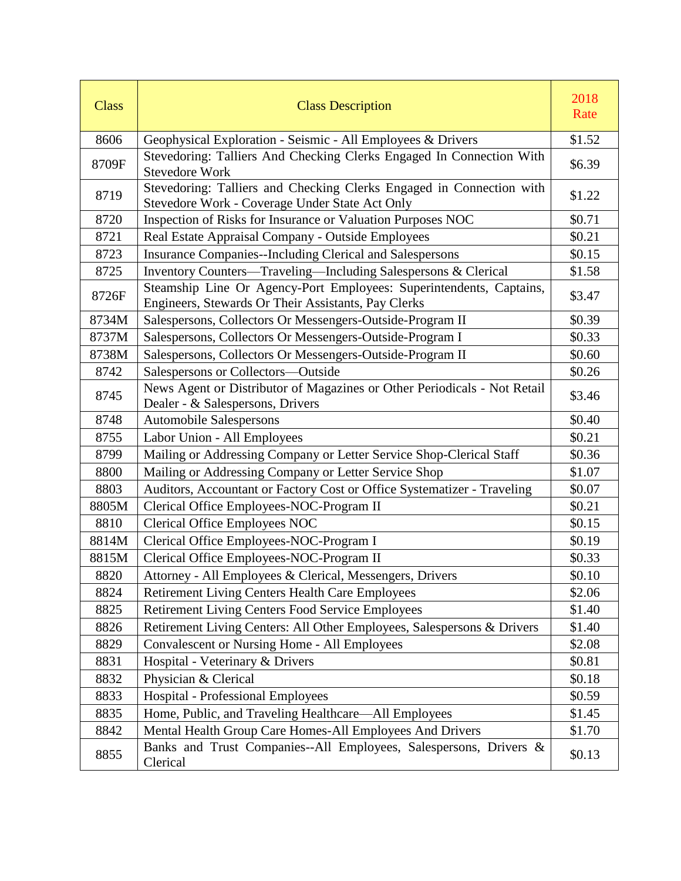| Class | Class Description | 2018 Rate |
|---|---|---|
| 8606 | Geophysical Exploration - Seismic - All Employees & Drivers | $1.52 |
| 8709F | Stevedoring: Talliers And Checking Clerks Engaged In Connection With Stevedore Work | $6.39 |
| 8719 | Stevedoring: Talliers and Checking Clerks Engaged in Connection with Stevedore Work - Coverage Under State Act Only | $1.22 |
| 8720 | Inspection of Risks for Insurance or Valuation Purposes NOC | $0.71 |
| 8721 | Real Estate Appraisal Company - Outside Employees | $0.21 |
| 8723 | Insurance Companies--Including Clerical and Salespersons | $0.15 |
| 8725 | Inventory Counters—Traveling—Including Salespersons & Clerical | $1.58 |
| 8726F | Steamship Line Or Agency-Port Employees: Superintendents, Captains, Engineers, Stewards Or Their Assistants, Pay Clerks | $3.47 |
| 8734M | Salespersons, Collectors Or Messengers-Outside-Program II | $0.39 |
| 8737M | Salespersons, Collectors Or Messengers-Outside-Program I | $0.33 |
| 8738M | Salespersons, Collectors Or Messengers-Outside-Program II | $0.60 |
| 8742 | Salespersons or Collectors—Outside | $0.26 |
| 8745 | News Agent or Distributor of Magazines or Other Periodicals - Not Retail Dealer - & Salespersons, Drivers | $3.46 |
| 8748 | Automobile Salespersons | $0.40 |
| 8755 | Labor Union - All Employees | $0.21 |
| 8799 | Mailing or Addressing Company or Letter Service Shop-Clerical Staff | $0.36 |
| 8800 | Mailing or Addressing Company or Letter Service Shop | $1.07 |
| 8803 | Auditors, Accountant or Factory Cost or Office Systematizer - Traveling | $0.07 |
| 8805M | Clerical Office Employees-NOC-Program II | $0.21 |
| 8810 | Clerical Office Employees NOC | $0.15 |
| 8814M | Clerical Office Employees-NOC-Program I | $0.19 |
| 8815M | Clerical Office Employees-NOC-Program II | $0.33 |
| 8820 | Attorney - All Employees & Clerical, Messengers, Drivers | $0.10 |
| 8824 | Retirement Living Centers Health Care Employees | $2.06 |
| 8825 | Retirement Living Centers Food Service Employees | $1.40 |
| 8826 | Retirement Living Centers: All Other Employees, Salespersons & Drivers | $1.40 |
| 8829 | Convalescent or Nursing Home - All Employees | $2.08 |
| 8831 | Hospital - Veterinary & Drivers | $0.81 |
| 8832 | Physician & Clerical | $0.18 |
| 8833 | Hospital - Professional Employees | $0.59 |
| 8835 | Home, Public, and Traveling Healthcare—All Employees | $1.45 |
| 8842 | Mental Health Group Care Homes-All Employees And Drivers | $1.70 |
| 8855 | Banks and Trust Companies--All Employees, Salespersons, Drivers & Clerical | $0.13 |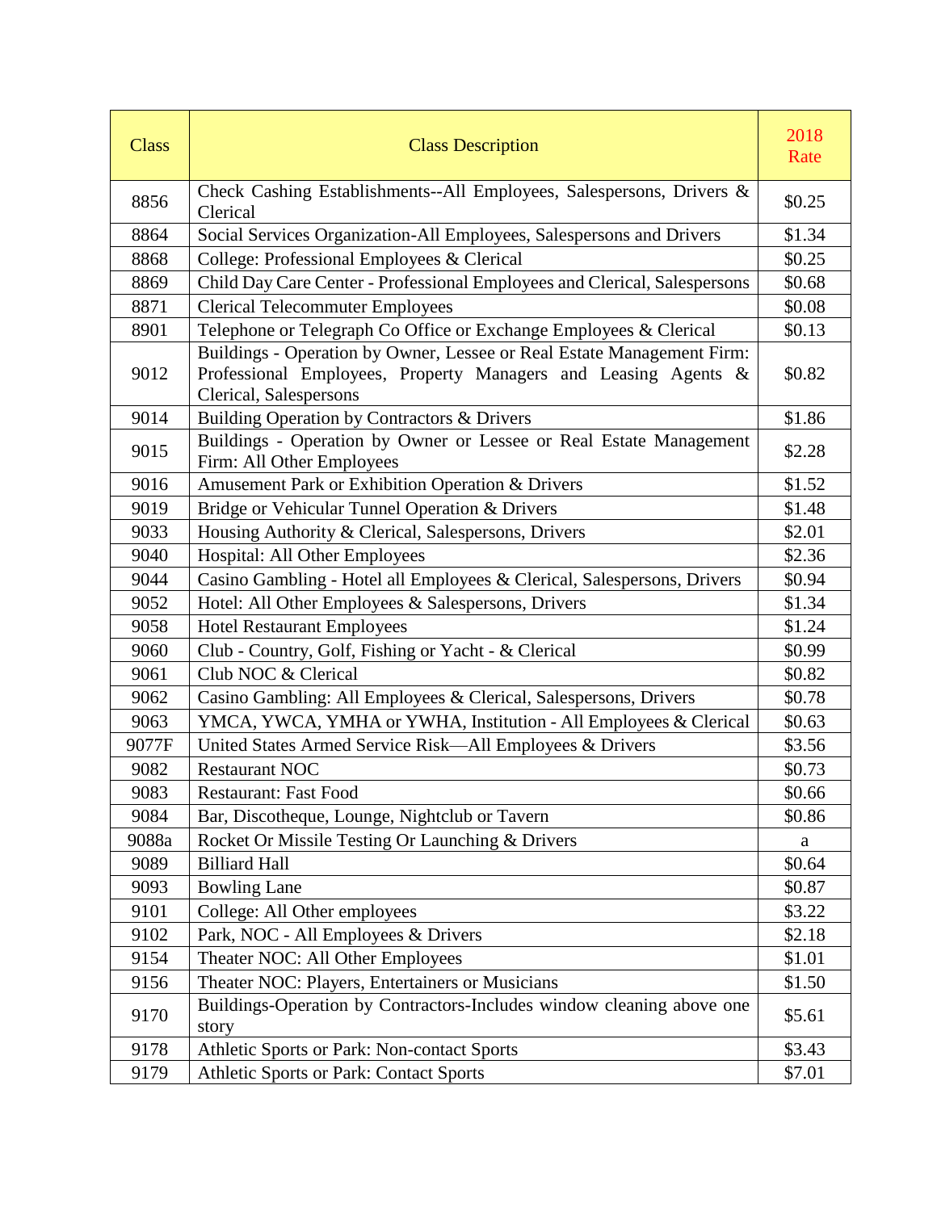| Class | Class Description | 2018 Rate |
|---|---|---|
| 8856 | Check Cashing Establishments--All Employees, Salespersons, Drivers & Clerical | $0.25 |
| 8864 | Social Services Organization-All Employees, Salespersons and Drivers | $1.34 |
| 8868 | College: Professional Employees & Clerical | $0.25 |
| 8869 | Child Day Care Center - Professional Employees and Clerical, Salespersons | $0.68 |
| 8871 | Clerical Telecommuter Employees | $0.08 |
| 8901 | Telephone or Telegraph Co Office or Exchange Employees & Clerical | $0.13 |
| 9012 | Buildings - Operation by Owner, Lessee or Real Estate Management Firm: Professional Employees, Property Managers and Leasing Agents & Clerical, Salespersons | $0.82 |
| 9014 | Building Operation by Contractors & Drivers | $1.86 |
| 9015 | Buildings - Operation by Owner or Lessee or Real Estate Management Firm: All Other Employees | $2.28 |
| 9016 | Amusement Park or Exhibition Operation & Drivers | $1.52 |
| 9019 | Bridge or Vehicular Tunnel Operation & Drivers | $1.48 |
| 9033 | Housing Authority & Clerical, Salespersons, Drivers | $2.01 |
| 9040 | Hospital: All Other Employees | $2.36 |
| 9044 | Casino Gambling - Hotel all Employees & Clerical, Salespersons, Drivers | $0.94 |
| 9052 | Hotel: All Other Employees & Salespersons, Drivers | $1.34 |
| 9058 | Hotel Restaurant Employees | $1.24 |
| 9060 | Club - Country, Golf, Fishing or Yacht - & Clerical | $0.99 |
| 9061 | Club NOC & Clerical | $0.82 |
| 9062 | Casino Gambling: All Employees & Clerical, Salespersons, Drivers | $0.78 |
| 9063 | YMCA, YWCA, YMHA or YWHA, Institution - All Employees & Clerical | $0.63 |
| 9077F | United States Armed Service Risk—All Employees & Drivers | $3.56 |
| 9082 | Restaurant NOC | $0.73 |
| 9083 | Restaurant: Fast Food | $0.66 |
| 9084 | Bar, Discotheque, Lounge, Nightclub or Tavern | $0.86 |
| 9088a | Rocket Or Missile Testing Or Launching & Drivers | a |
| 9089 | Billiard Hall | $0.64 |
| 9093 | Bowling Lane | $0.87 |
| 9101 | College: All Other employees | $3.22 |
| 9102 | Park, NOC - All Employees & Drivers | $2.18 |
| 9154 | Theater NOC: All Other Employees | $1.01 |
| 9156 | Theater NOC: Players, Entertainers or Musicians | $1.50 |
| 9170 | Buildings-Operation by Contractors-Includes window cleaning above one story | $5.61 |
| 9178 | Athletic Sports or Park: Non-contact Sports | $3.43 |
| 9179 | Athletic Sports or Park: Contact Sports | $7.01 |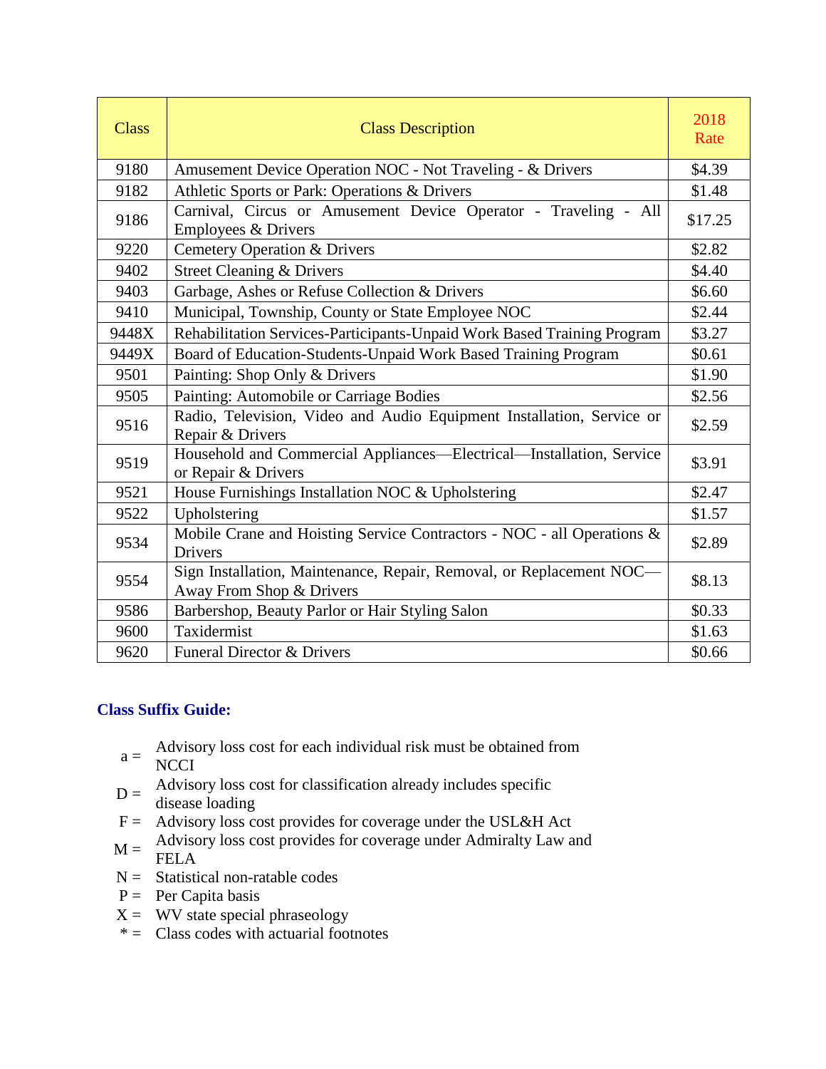| Class | Class Description | 2018 Rate |
|---|---|---|
| 9180 | Amusement Device Operation NOC - Not Traveling - & Drivers | $4.39 |
| 9182 | Athletic Sports or Park: Operations & Drivers | $1.48 |
| 9186 | Carnival, Circus or Amusement Device Operator - Traveling - All Employees & Drivers | $17.25 |
| 9220 | Cemetery Operation & Drivers | $2.82 |
| 9402 | Street Cleaning & Drivers | $4.40 |
| 9403 | Garbage, Ashes or Refuse Collection & Drivers | $6.60 |
| 9410 | Municipal, Township, County or State Employee NOC | $2.44 |
| 9448X | Rehabilitation Services-Participants-Unpaid Work Based Training Program | $3.27 |
| 9449X | Board of Education-Students-Unpaid Work Based Training Program | $0.61 |
| 9501 | Painting: Shop Only & Drivers | $1.90 |
| 9505 | Painting: Automobile or Carriage Bodies | $2.56 |
| 9516 | Radio, Television, Video and Audio Equipment Installation, Service or Repair & Drivers | $2.59 |
| 9519 | Household and Commercial Appliances—Electrical—Installation, Service or Repair & Drivers | $3.91 |
| 9521 | House Furnishings Installation NOC & Upholstering | $2.47 |
| 9522 | Upholstering | $1.57 |
| 9534 | Mobile Crane and Hoisting Service Contractors - NOC - all Operations & Drivers | $2.89 |
| 9554 | Sign Installation, Maintenance, Repair, Removal, or Replacement NOC—Away From Shop & Drivers | $8.13 |
| 9586 | Barbershop, Beauty Parlor or Hair Styling Salon | $0.33 |
| 9600 | Taxidermist | $1.63 |
| 9620 | Funeral Director & Drivers | $0.66 |

**Class Suffix Guide:**

- a = Advisory loss cost for each individual risk must be obtained from NCCI
- D = Advisory loss cost for classification already includes specific disease loading
- F = Advisory loss cost provides for coverage under the USL&H Act
- M = Advisory loss cost provides for coverage under Admiralty Law and FELA
- N = Statistical non-ratable codes
- P = Per Capita basis
- X = WV state special phraseology
- * = Class codes with actuarial footnotes